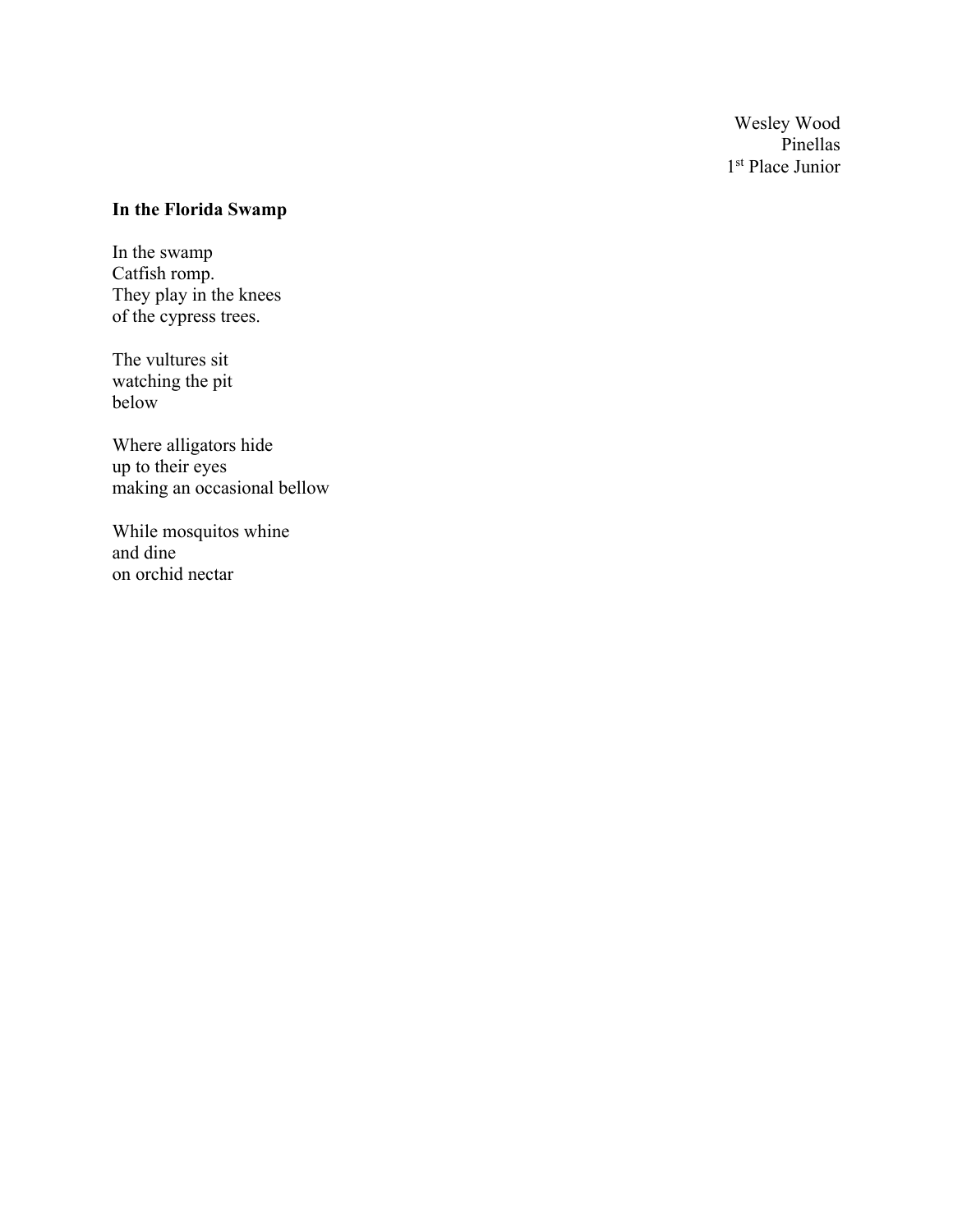Wesley Wood  
Pinellas  
1st Place Junior

**In the Florida Swamp**

In the swamp  
Catfish romp.  
They play in the knees  
of the cypress trees.

The vultures sit  
watching the pit  
below

Where alligators hide  
up to their eyes  
making an occasional bellow

While mosquitos whine  
and dine  
on orchid nectar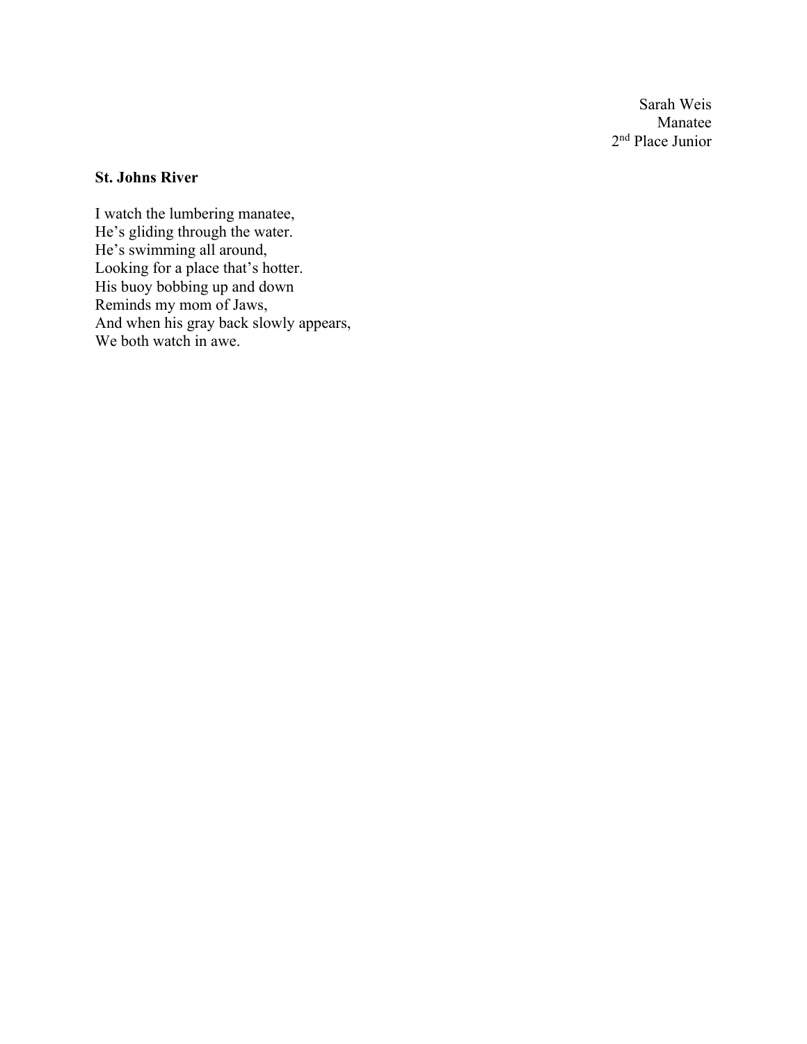Sarah Weis
Manatee
2nd Place Junior

**St. Johns River**

I watch the lumbering manatee,
He's gliding through the water.
He's swimming all around,
Looking for a place that's hotter.
His buoy bobbing up and down
Reminds my mom of Jaws,
And when his gray back slowly appears,
We both watch in awe.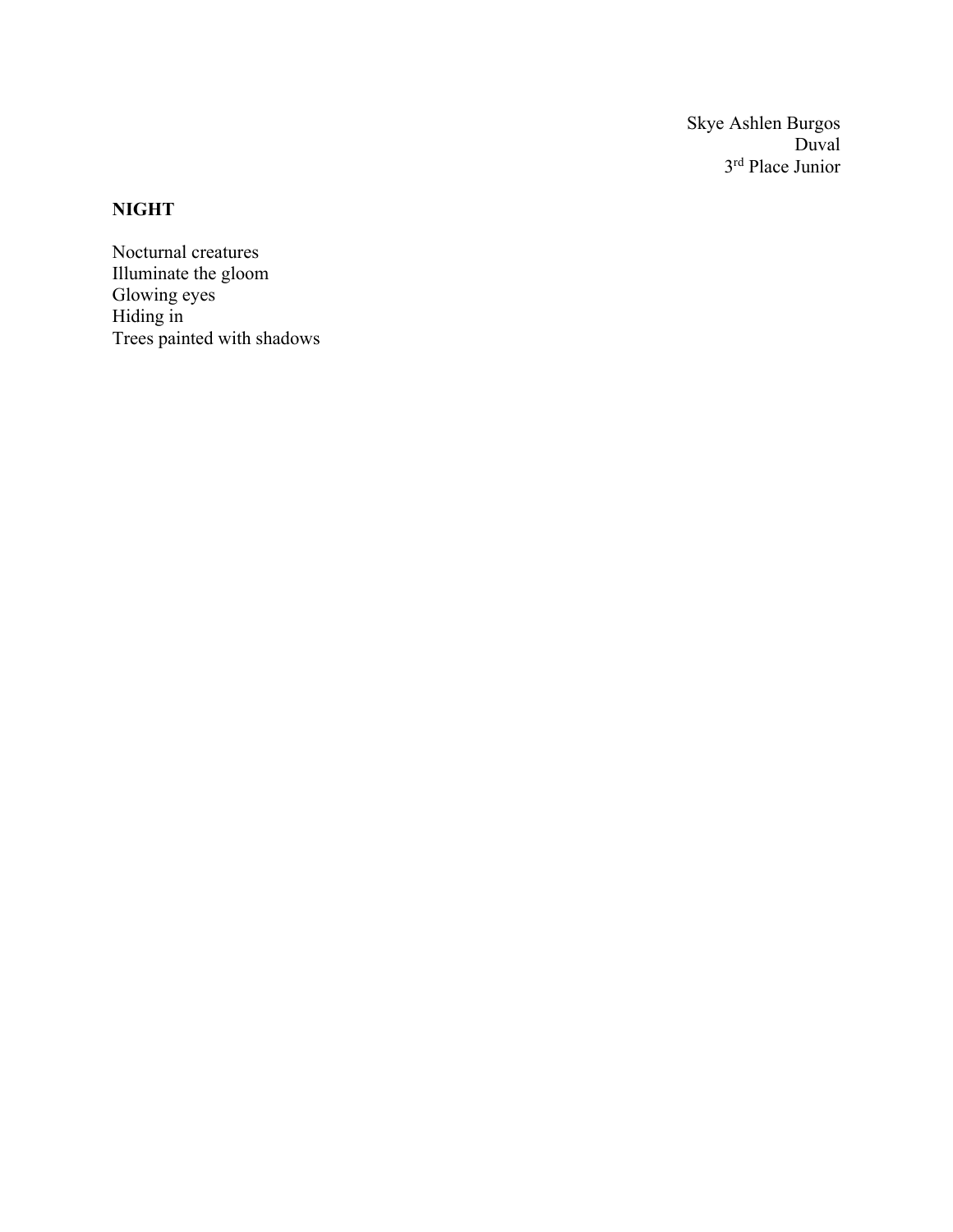Skye Ashlen Burgos
Duval
3rd Place Junior

**NIGHT**

Nocturnal creatures
Illuminate the gloom
Glowing eyes
Hiding in
Trees painted with shadows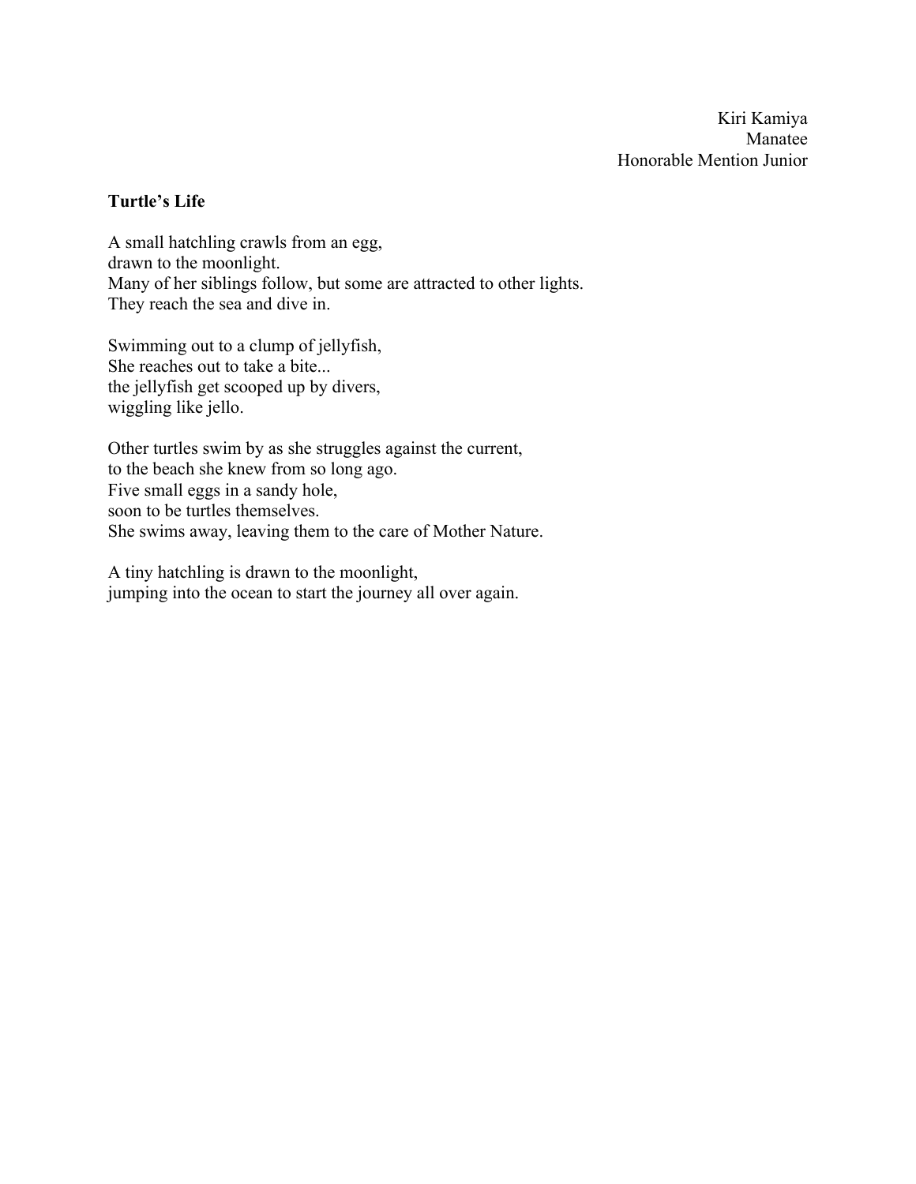Kiri Kamiya
Manatee
Honorable Mention Junior

**Turtle's Life**

A small hatchling crawls from an egg,
drawn to the moonlight.
Many of her siblings follow, but some are attracted to other lights.
They reach the sea and dive in.

Swimming out to a clump of jellyfish,
She reaches out to take a bite...
the jellyfish get scooped up by divers,
wiggling like jello.

Other turtles swim by as she struggles against the current,
to the beach she knew from so long ago.
Five small eggs in a sandy hole,
soon to be turtles themselves.
She swims away, leaving them to the care of Mother Nature.

A tiny hatchling is drawn to the moonlight,
jumping into the ocean to start the journey all over again.